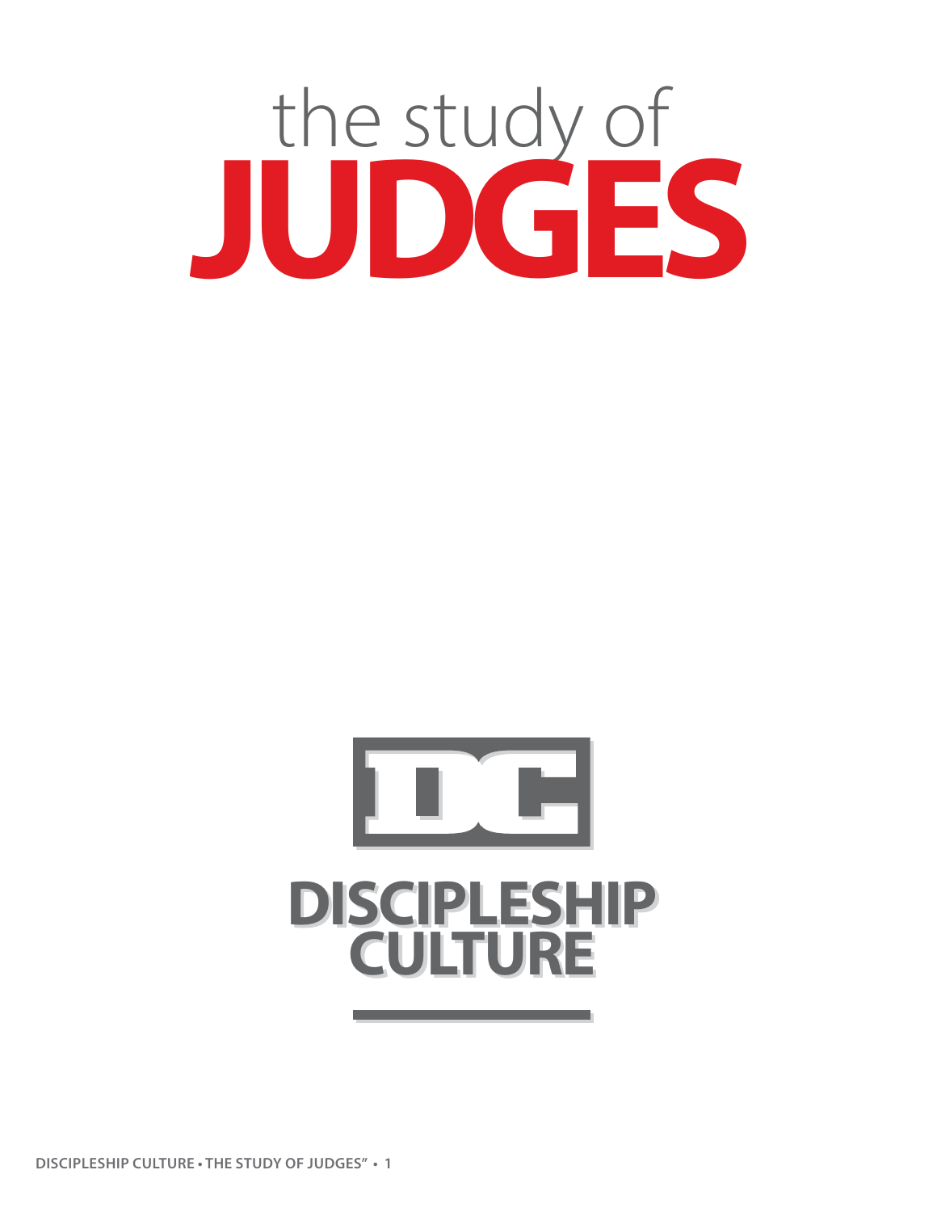# the study of JUDGES

DISCIPLESHIP CULTURE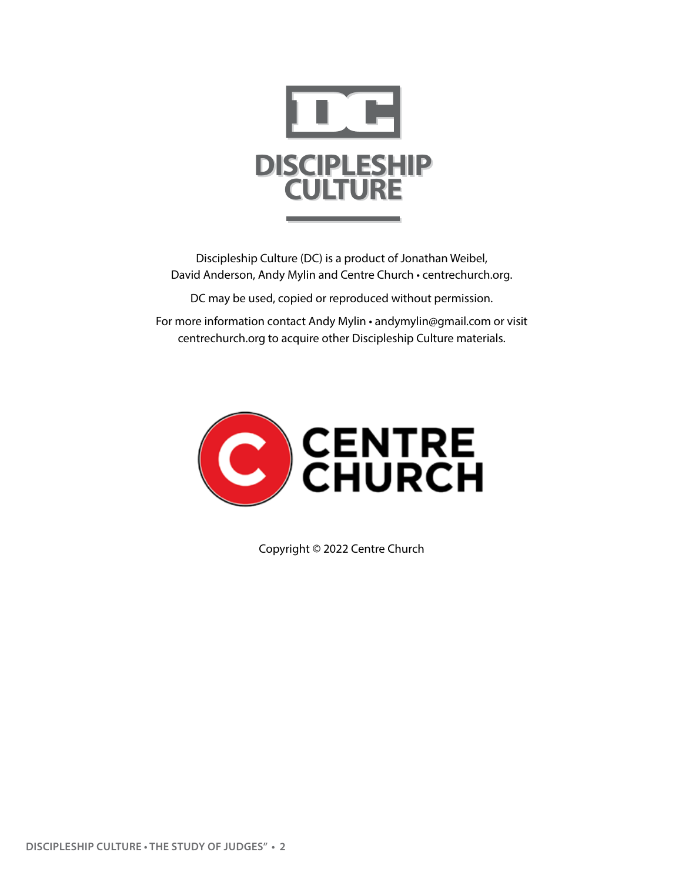DISCIPLESHIP CULTURE

Discipleship Culture (DC) is a product of Jonathan Weibel, David Anderson, Andy Mylin and Centre Church • centrechurch.org.

DC may be used, copied or reproduced without permission.

For more information contact Andy Mylin • andymylin@gmail.com or visit centrechurch.org to acquire other Discipleship Culture materials.

CENTRE CHURCH

Copyright © 2022 Centre Church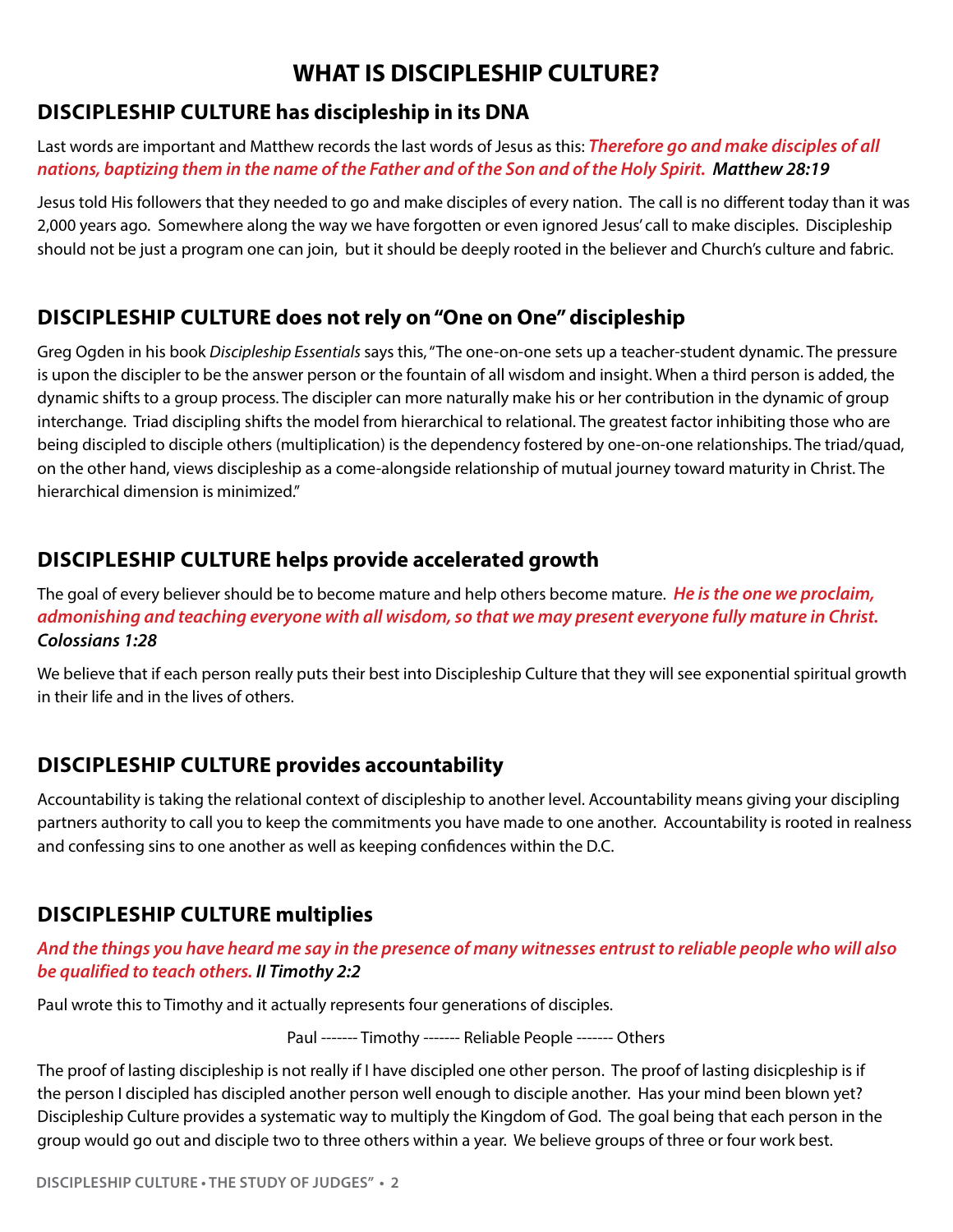# WHAT IS DISCIPLESHIP CULTURE?

## DISCIPLESHIP CULTURE has discipleship in its DNA

Last words are important and Matthew records the last words of Jesus as this: ***Therefore go and make disciples of all nations, baptizing them in the name of the Father and of the Son and of the Holy Spirit. Matthew 28:19***

Jesus told His followers that they needed to go and make disciples of every nation. The call is no different today than it was 2,000 years ago. Somewhere along the way we have forgotten or even ignored Jesus' call to make disciples. Discipleship should not be just a program one can join, but it should be deeply rooted in the believer and Church's culture and fabric.

## DISCIPLESHIP CULTURE does not rely on "One on One" discipleship

Greg Ogden in his book *Discipleship Essentials* says this, "The one-on-one sets up a teacher-student dynamic. The pressure is upon the discipler to be the answer person or the fountain of all wisdom and insight. When a third person is added, the dynamic shifts to a group process. The discipler can more naturally make his or her contribution in the dynamic of group interchange. Triad discipling shifts the model from hierarchical to relational. The greatest factor inhibiting those who are being discipled to disciple others (multiplication) is the dependency fostered by one-on-one relationships. The triad/quad, on the other hand, views discipleship as a come-alongside relationship of mutual journey toward maturity in Christ. The hierarchical dimension is minimized."

## DISCIPLESHIP CULTURE helps provide accelerated growth

The goal of every believer should be to become mature and help others become mature. ***He is the one we proclaim, admonishing and teaching everyone with all wisdom, so that we may present everyone fully mature in Christ. Colossians 1:28***

We believe that if each person really puts their best into Discipleship Culture that they will see exponential spiritual growth in their life and in the lives of others.

## DISCIPLESHIP CULTURE provides accountability

Accountability is taking the relational context of discipleship to another level. Accountability means giving your discipling partners authority to call you to keep the commitments you have made to one another. Accountability is rooted in realness and confessing sins to one another as well as keeping confidences within the D.C.

## DISCIPLESHIP CULTURE multiplies

***And the things you have heard me say in the presence of many witnesses entrust to reliable people who will also be qualified to teach others. II Timothy 2:2***

Paul wrote this to Timothy and it actually represents four generations of disciples.

Paul ------- Timothy ------- Reliable People ------- Others

The proof of lasting discipleship is not really if I have discipled one other person. The proof of lasting disicpleship is if the person I discipled has discipled another person well enough to disciple another. Has your mind been blown yet? Discipleship Culture provides a systematic way to multiply the Kingdom of God. The goal being that each person in the group would go out and disciple two to three others within a year. We believe groups of three or four work best.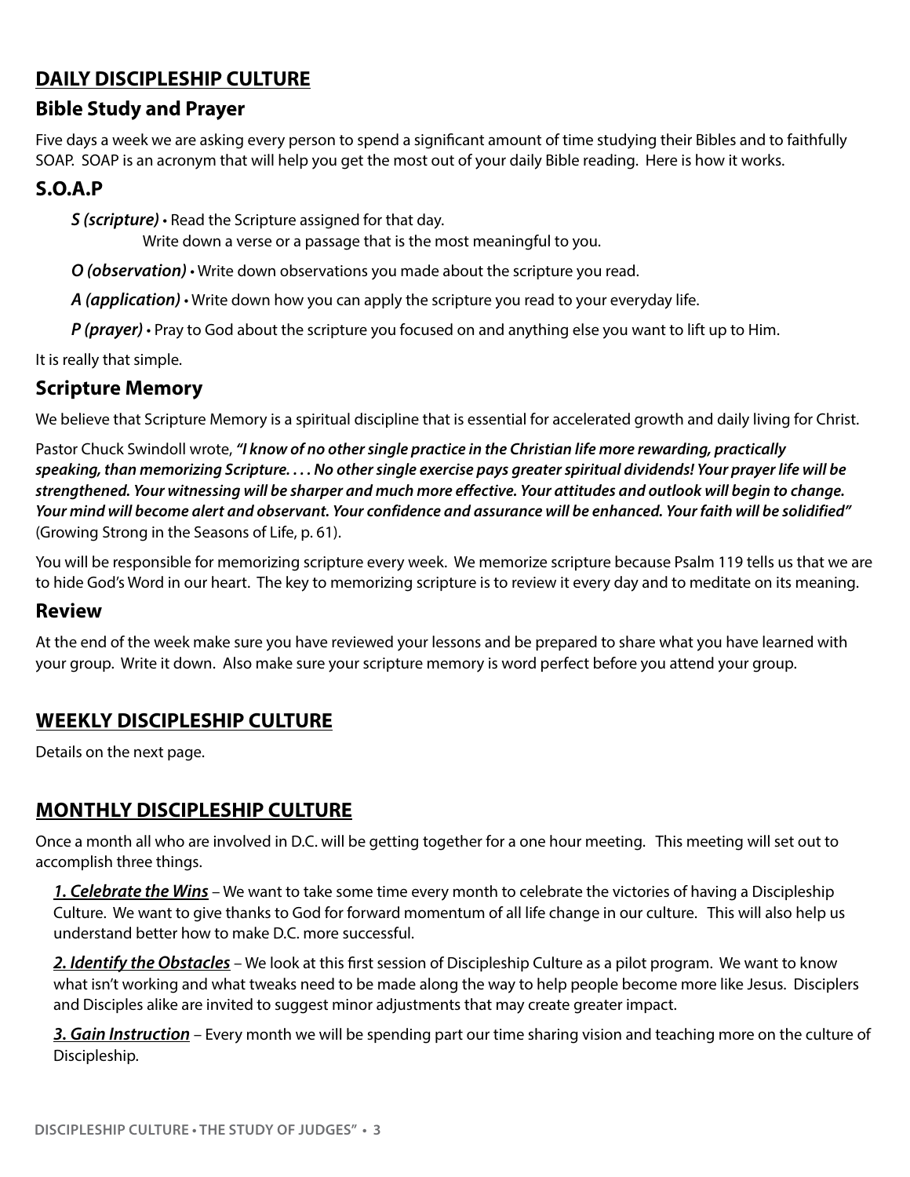## DAILY DISCIPLESHIP CULTURE

### Bible Study and Prayer

Five days a week we are asking every person to spend a significant amount of time studying their Bibles and to faithfully SOAP. SOAP is an acronym that will help you get the most out of your daily Bible reading. Here is how it works.

### S.O.A.P

***S (scripture)*** • Read the Scripture assigned for that day.
Write down a verse or a passage that is the most meaningful to you.

***O (observation)*** • Write down observations you made about the scripture you read.

***A (application)*** • Write down how you can apply the scripture you read to your everyday life.

***P (prayer)*** • Pray to God about the scripture you focused on and anything else you want to lift up to Him.

It is really that simple.

### Scripture Memory

We believe that Scripture Memory is a spiritual discipline that is essential for accelerated growth and daily living for Christ.

Pastor Chuck Swindoll wrote, ***"I know of no other single practice in the Christian life more rewarding, practically speaking, than memorizing Scripture. . . . No other single exercise pays greater spiritual dividends! Your prayer life will be strengthened. Your witnessing will be sharper and much more effective. Your attitudes and outlook will begin to change. Your mind will become alert and observant. Your confidence and assurance will be enhanced. Your faith will be solidified"*** (Growing Strong in the Seasons of Life, p. 61).

You will be responsible for memorizing scripture every week. We memorize scripture because Psalm 119 tells us that we are to hide God's Word in our heart. The key to memorizing scripture is to review it every day and to meditate on its meaning.

### Review

At the end of the week make sure you have reviewed your lessons and be prepared to share what you have learned with your group. Write it down. Also make sure your scripture memory is word perfect before you attend your group.

## WEEKLY DISCIPLESHIP CULTURE

Details on the next page.

## MONTHLY DISCIPLESHIP CULTURE

Once a month all who are involved in D.C. will be getting together for a one hour meeting. This meeting will set out to accomplish three things.

***1. Celebrate the Wins*** – We want to take some time every month to celebrate the victories of having a Discipleship Culture. We want to give thanks to God for forward momentum of all life change in our culture. This will also help us understand better how to make D.C. more successful.

***2. Identify the Obstacles*** – We look at this first session of Discipleship Culture as a pilot program. We want to know what isn't working and what tweaks need to be made along the way to help people become more like Jesus. Disciplers and Disciples alike are invited to suggest minor adjustments that may create greater impact.

***3. Gain Instruction*** – Every month we will be spending part our time sharing vision and teaching more on the culture of Discipleship.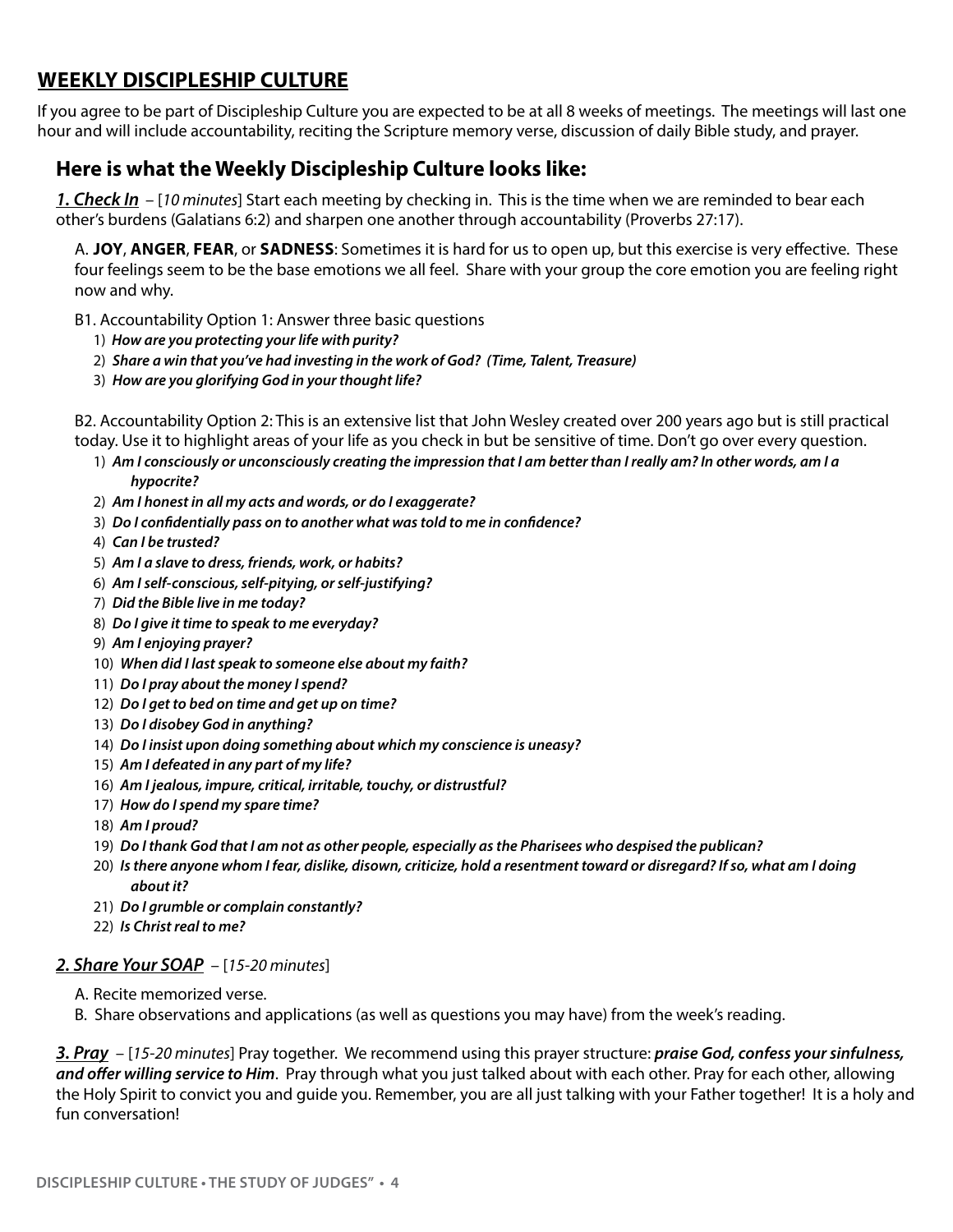## WEEKLY DISCIPLESHIP CULTURE

If you agree to be part of Discipleship Culture you are expected to be at all 8 weeks of meetings. The meetings will last one hour and will include accountability, reciting the Scripture memory verse, discussion of daily Bible study, and prayer.

### Here is what the Weekly Discipleship Culture looks like:

***1. Check In*** – [*10 minutes*] Start each meeting by checking in. This is the time when we are reminded to bear each other's burdens (Galatians 6:2) and sharpen one another through accountability (Proverbs 27:17).

A. **JOY**, **ANGER**, **FEAR**, or **SADNESS**: Sometimes it is hard for us to open up, but this exercise is very effective. These four feelings seem to be the base emotions we all feel. Share with your group the core emotion you are feeling right now and why.

B1. Accountability Option 1: Answer three basic questions

1) ***How are you protecting your life with purity?***
2) ***Share a win that you've had investing in the work of God? (Time, Talent, Treasure)***
3) ***How are you glorifying God in your thought life?***

B2. Accountability Option 2: This is an extensive list that John Wesley created over 200 years ago but is still practical today. Use it to highlight areas of your life as you check in but be sensitive of time. Don't go over every question.

1) ***Am I consciously or unconsciously creating the impression that I am better than I really am? In other words, am I a hypocrite?***
2) ***Am I honest in all my acts and words, or do I exaggerate?***
3) ***Do I confidentially pass on to another what was told to me in confidence?***
4) ***Can I be trusted?***
5) ***Am I a slave to dress, friends, work, or habits?***
6) ***Am I self-conscious, self-pitying, or self-justifying?***
7) ***Did the Bible live in me today?***
8) ***Do I give it time to speak to me everyday?***
9) ***Am I enjoying prayer?***
10) ***When did I last speak to someone else about my faith?***
11) ***Do I pray about the money I spend?***
12) ***Do I get to bed on time and get up on time?***
13) ***Do I disobey God in anything?***
14) ***Do I insist upon doing something about which my conscience is uneasy?***
15) ***Am I defeated in any part of my life?***
16) ***Am I jealous, impure, critical, irritable, touchy, or distrustful?***
17) ***How do I spend my spare time?***
18) ***Am I proud?***
19) ***Do I thank God that I am not as other people, especially as the Pharisees who despised the publican?***
20) ***Is there anyone whom I fear, dislike, disown, criticize, hold a resentment toward or disregard? If so, what am I doing about it?***
21) ***Do I grumble or complain constantly?***
22) ***Is Christ real to me?***

***2. Share Your SOAP*** – [*15-20 minutes*]

A. Recite memorized verse.

B. Share observations and applications (as well as questions you may have) from the week's reading.

***3. Pray*** – [*15-20 minutes*] Pray together. We recommend using this prayer structure: ***praise God, confess your sinfulness, and offer willing service to Him***. Pray through what you just talked about with each other. Pray for each other, allowing the Holy Spirit to convict you and guide you. Remember, you are all just talking with your Father together! It is a holy and fun conversation!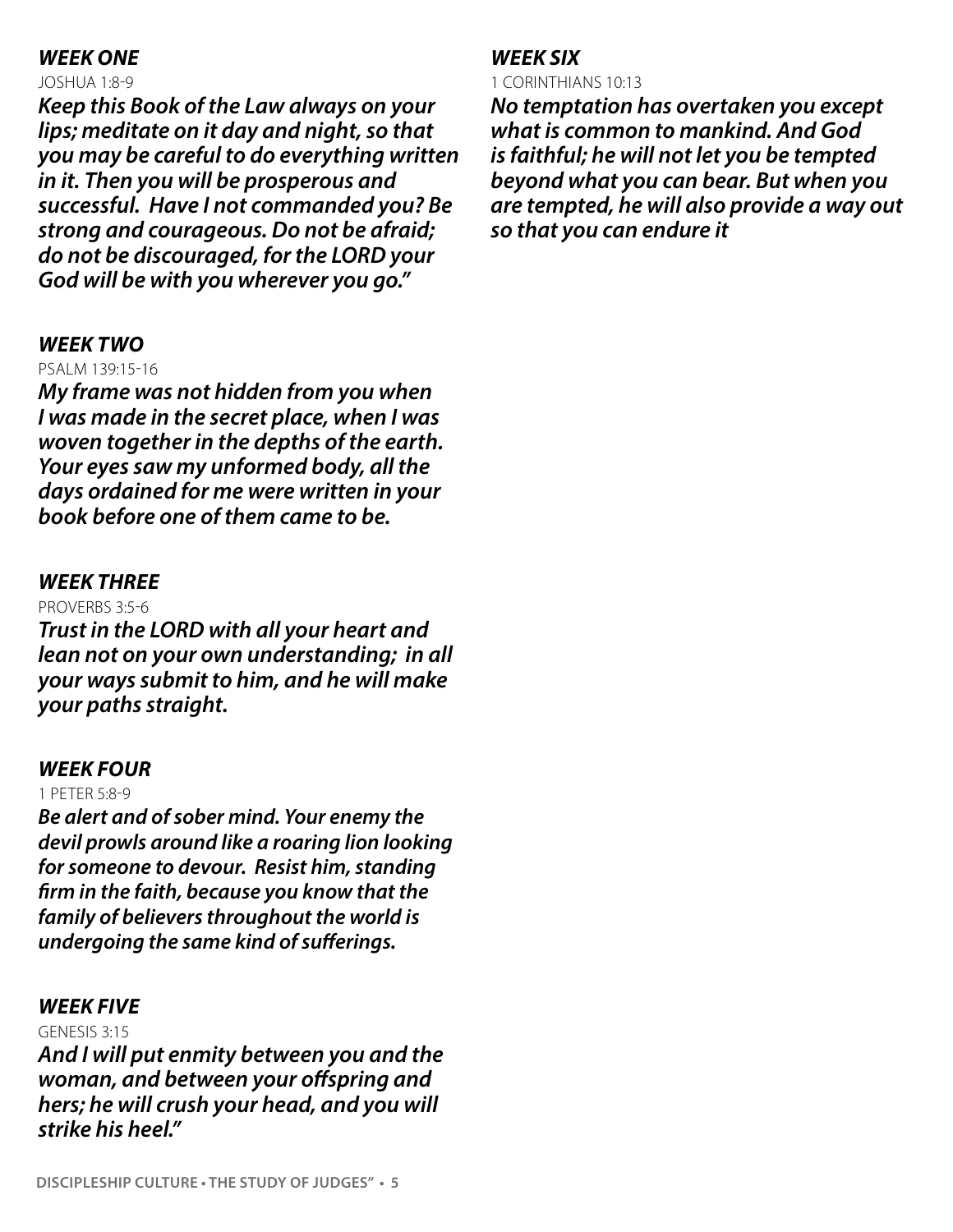### *WEEK ONE*

JOSHUA 1:8-9

***Keep this Book of the Law always on your lips; meditate on it day and night, so that you may be careful to do everything written in it. Then you will be prosperous and successful. Have I not commanded you? Be strong and courageous. Do not be afraid; do not be discouraged, for the LORD your God will be with you wherever you go."***

### *WEEK TWO*

PSALM 139:15-16

***My frame was not hidden from you when I was made in the secret place, when I was woven together in the depths of the earth. Your eyes saw my unformed body, all the days ordained for me were written in your book before one of them came to be.***

### *WEEK THREE*

PROVERBS 3:5-6

***Trust in the LORD with all your heart and lean not on your own understanding; in all your ways submit to him, and he will make your paths straight.***

### *WEEK FOUR*

1 PETER 5:8-9

***Be alert and of sober mind. Your enemy the devil prowls around like a roaring lion looking for someone to devour. Resist him, standing firm in the faith, because you know that the family of believers throughout the world is undergoing the same kind of sufferings.***

### *WEEK FIVE*

GENESIS 3:15

***And I will put enmity between you and the woman, and between your offspring and hers; he will crush your head, and you will strike his heel."***

### *WEEK SIX*

1 CORINTHIANS 10:13

***No temptation has overtaken you except what is common to mankind. And God is faithful; he will not let you be tempted beyond what you can bear. But when you are tempted, he will also provide a way out so that you can endure it***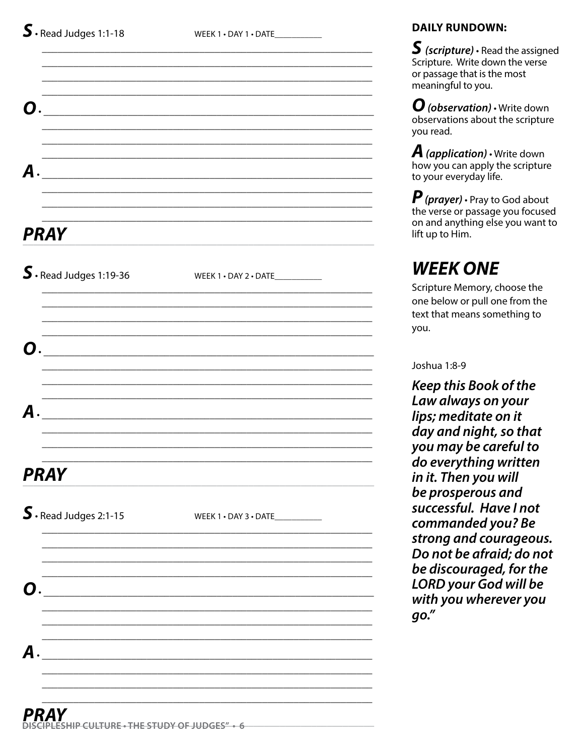**S** • Read Judges 1:1-18 WEEK 1 • DAY 1 • DATE__________

**O** •

**A** •

## PRAY

**S** • Read Judges 1:19-36 WEEK 1 • DAY 2 • DATE__________

**O** •

**A** •

## PRAY

**S** • Read Judges 2:1-15 WEEK 1 • DAY 3 • DATE__________

**O** •

**A** •

## PRAY

**DAILY RUNDOWN:**

***S*** ***(scripture)*** • Read the assigned Scripture. Write down the verse or passage that is the most meaningful to you.

***O*** ***(observation)*** • Write down observations about the scripture you read.

***A*** ***(application)*** • Write down how you can apply the scripture to your everyday life.

***P*** ***(prayer)*** • Pray to God about the verse or passage you focused on and anything else you want to lift up to Him.

## WEEK ONE

Scripture Memory, choose the one below or pull one from the text that means something to you.

Joshua 1:8-9

***Keep this Book of the Law always on your lips; meditate on it day and night, so that you may be careful to do everything written in it. Then you will be prosperous and successful. Have I not commanded you? Be strong and courageous. Do not be afraid; do not be discouraged, for the LORD your God will be with you wherever you go."***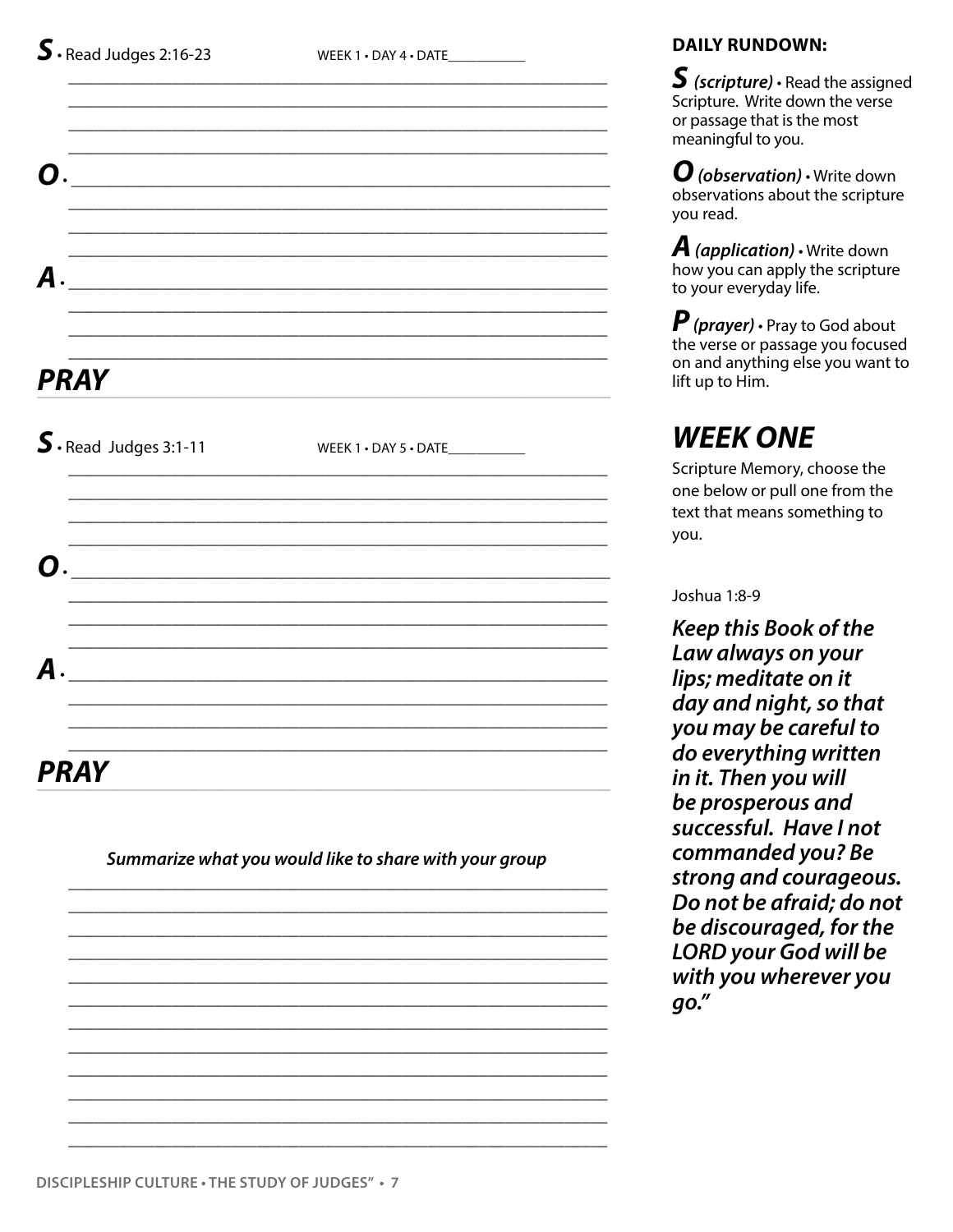**S** • Read Judges 2:16-23 WEEK 1 • DAY 4 • DATE___________

**O** •

**A** •

## PRAY

**S** • Read Judges 3:1-11 WEEK 1 • DAY 5 • DATE___________

**O** •

**A** •

## PRAY

***Summarize what you would like to share with your group***

**DAILY RUNDOWN:**

***S*** ***(scripture)*** • Read the assigned Scripture. Write down the verse or passage that is the most meaningful to you.

***O*** ***(observation)*** • Write down observations about the scripture you read.

***A*** ***(application)*** • Write down how you can apply the scripture to your everyday life.

***P*** ***(prayer)*** • Pray to God about the verse or passage you focused on and anything else you want to lift up to Him.

## *WEEK ONE*

Scripture Memory, choose the one below or pull one from the text that means something to you.

Joshua 1:8-9

***Keep this Book of the Law always on your lips; meditate on it day and night, so that you may be careful to do everything written in it. Then you will be prosperous and successful. Have I not commanded you? Be strong and courageous. Do not be afraid; do not be discouraged, for the LORD your God will be with you wherever you go."***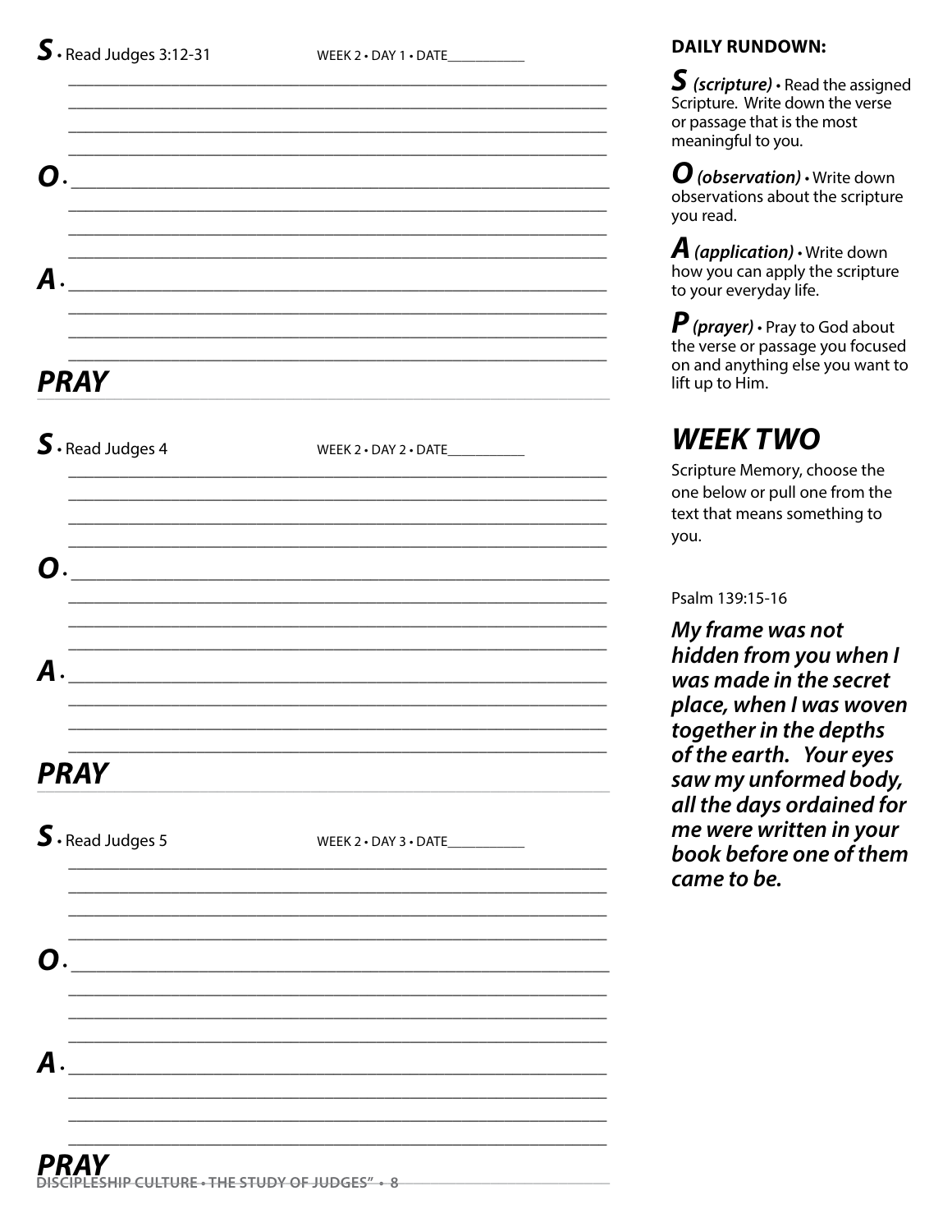**S** • Read Judges 3:12-31 WEEK 2 • DAY 1 • DATE___________

**O** •

**A** •

## PRAY

**S** • Read Judges 4 WEEK 2 • DAY 2 • DATE___________

**O** •

**A** •

## PRAY

**S** • Read Judges 5 WEEK 2 • DAY 3 • DATE___________

**O** •

**A** •

## PRAY

**DAILY RUNDOWN:**

***S*** ***(scripture)*** • Read the assigned Scripture. Write down the verse or passage that is the most meaningful to you.

***O*** ***(observation)*** • Write down observations about the scripture you read.

***A*** ***(application)*** • Write down how you can apply the scripture to your everyday life.

***P*** ***(prayer)*** • Pray to God about the verse or passage you focused on and anything else you want to lift up to Him.

## WEEK TWO

Scripture Memory, choose the one below or pull one from the text that means something to you.

Psalm 139:15-16

***My frame was not hidden from you when I was made in the secret place, when I was woven together in the depths of the earth. Your eyes saw my unformed body, all the days ordained for me were written in your book before one of them came to be.***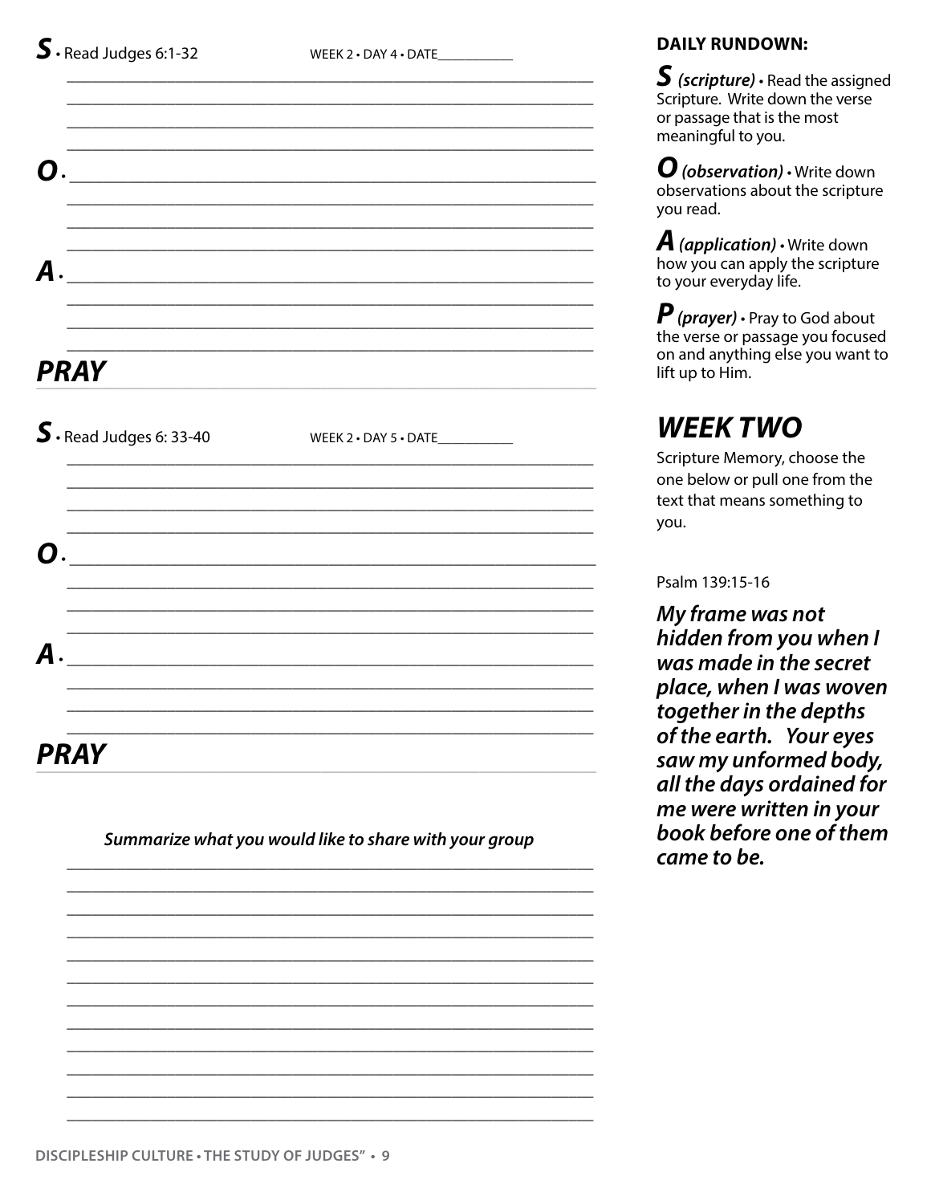**S** • Read Judges 6:1-32 WEEK 2 • DAY 4 • DATE__________

**O** •

**A** •

## PRAY

**S** • Read Judges 6: 33-40 WEEK 2 • DAY 5 • DATE__________

**O** •

**A** •

## PRAY

***Summarize what you would like to share with your group***

**DAILY RUNDOWN:**

**S** ***(scripture)*** • Read the assigned Scripture. Write down the verse or passage that is the most meaningful to you.

**O** ***(observation)*** • Write down observations about the scripture you read.

**A** ***(application)*** • Write down how you can apply the scripture to your everyday life.

**P** ***(prayer)*** • Pray to God about the verse or passage you focused on and anything else you want to lift up to Him.

## WEEK TWO

Scripture Memory, choose the one below or pull one from the text that means something to you.

Psalm 139:15-16

***My frame was not hidden from you when I was made in the secret place, when I was woven together in the depths of the earth. Your eyes saw my unformed body, all the days ordained for me were written in your book before one of them came to be.***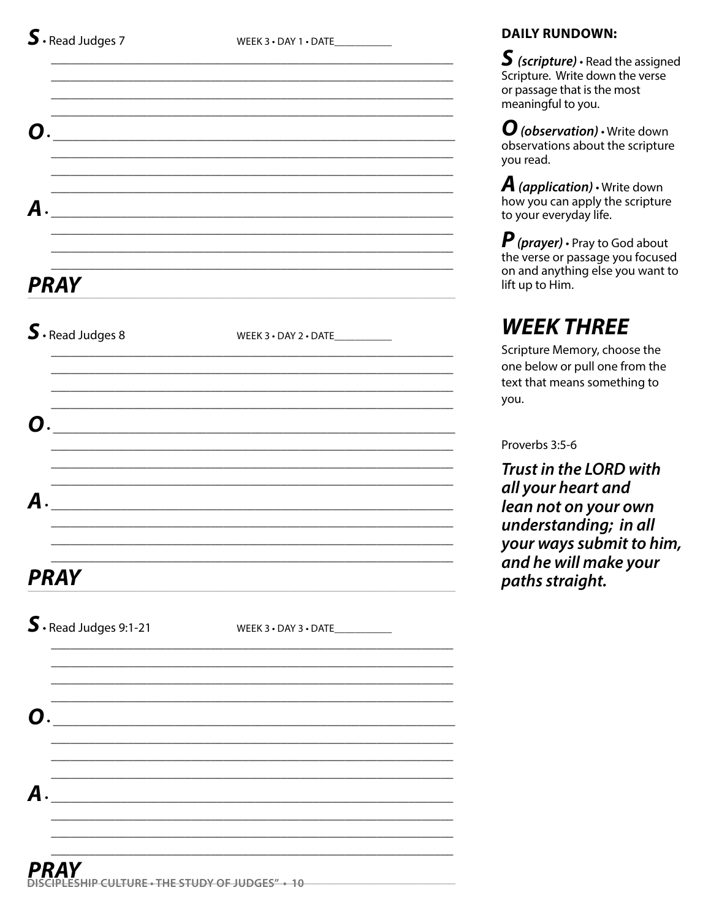**S** • Read Judges 7 WEEK 3 • DAY 1 • DATE__________

**O** •

**A** •

## PRAY

**S** • Read Judges 8 WEEK 3 • DAY 2 • DATE__________

**O** •

**A** •

## PRAY

**S** • Read Judges 9:1-21 WEEK 3 • DAY 3 • DATE__________

**O** •

**A** •

## PRAY

**DAILY RUNDOWN:**

***S*** ***(scripture)*** • Read the assigned Scripture. Write down the verse or passage that is the most meaningful to you.

***O*** ***(observation)*** • Write down observations about the scripture you read.

***A*** ***(application)*** • Write down how you can apply the scripture to your everyday life.

***P*** ***(prayer)*** • Pray to God about the verse or passage you focused on and anything else you want to lift up to Him.

## *WEEK THREE*

Scripture Memory, choose the one below or pull one from the text that means something to you.

Proverbs 3:5-6

***Trust in the LORD with all your heart and lean not on your own understanding; in all your ways submit to him, and he will make your paths straight.***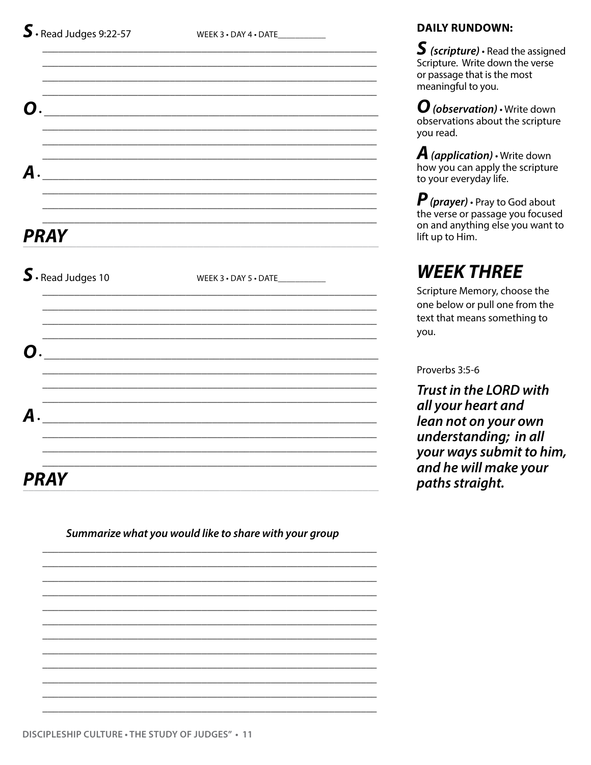**S** • Read Judges 9:22-57 WEEK 3 • DAY 4 • DATE__________

**O** •

**A** •

## PRAY

**S** • Read Judges 10 WEEK 3 • DAY 5 • DATE__________

**O** •

**A** •

## PRAY

***Summarize what you would like to share with your group***

**DAILY RUNDOWN:**

***S (scripture)*** • Read the assigned Scripture. Write down the verse or passage that is the most meaningful to you.

***O (observation)*** • Write down observations about the scripture you read.

***A (application)*** • Write down how you can apply the scripture to your everyday life.

***P (prayer)*** • Pray to God about the verse or passage you focused on and anything else you want to lift up to Him.

## WEEK THREE

Scripture Memory, choose the one below or pull one from the text that means something to you.

Proverbs 3:5-6

***Trust in the LORD with all your heart and lean not on your own understanding; in all your ways submit to him, and he will make your paths straight.***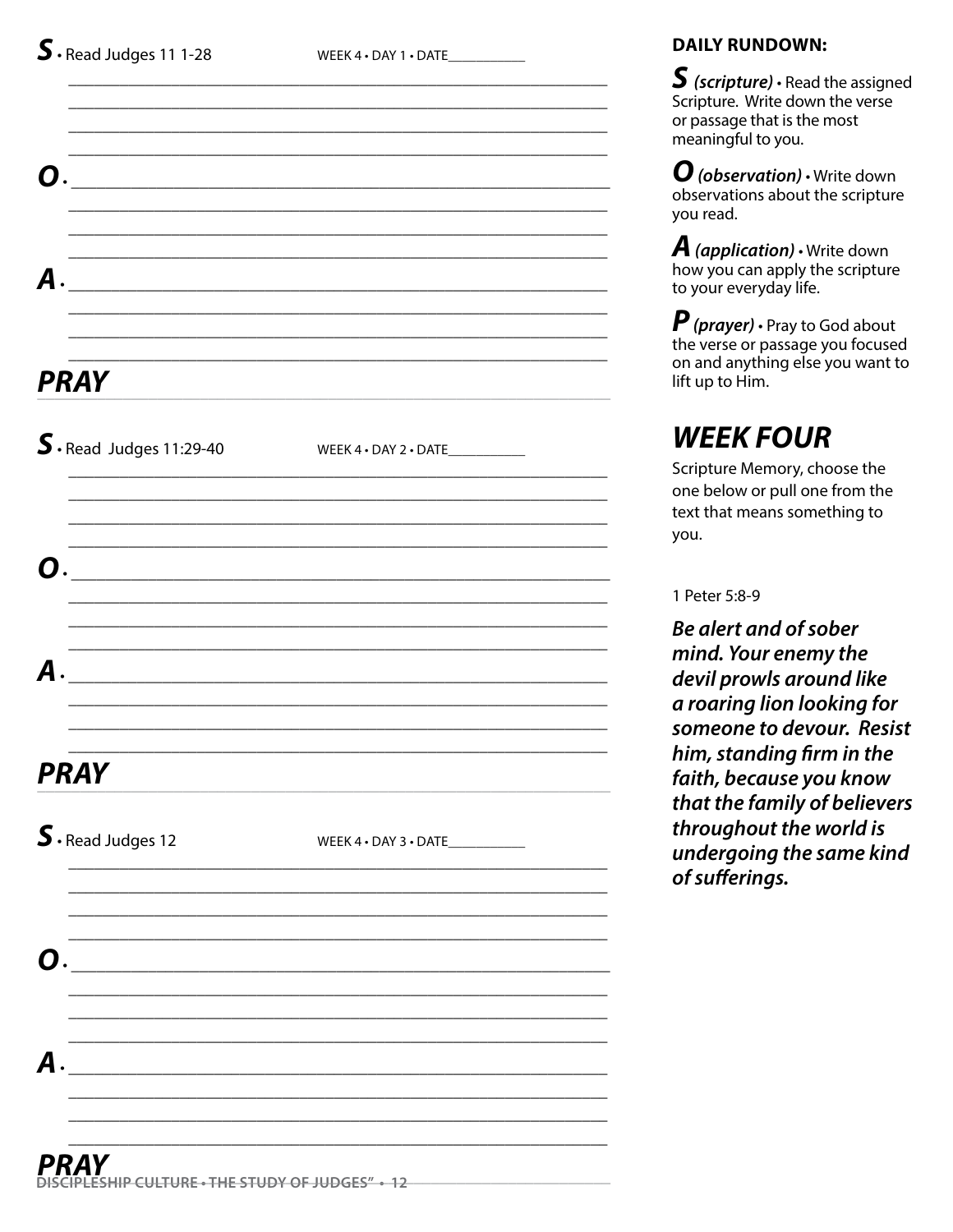**S** • Read Judges 11 1-28 WEEK 4 • DAY 1 • DATE___________

**O** •

**A** •

## PRAY

**S** • Read Judges 11:29-40 WEEK 4 • DAY 2 • DATE___________

**O** •

**A** •

## PRAY

**S** • Read Judges 12 WEEK 4 • DAY 3 • DATE___________

**O** •

**A** •

## PRAY

**DAILY RUNDOWN:**

***S*** ***(scripture)*** • Read the assigned Scripture. Write down the verse or passage that is the most meaningful to you.

***O*** ***(observation)*** • Write down observations about the scripture you read.

***A*** ***(application)*** • Write down how you can apply the scripture to your everyday life.

***P*** ***(prayer)*** • Pray to God about the verse or passage you focused on and anything else you want to lift up to Him.

## *WEEK FOUR*

Scripture Memory, choose the one below or pull one from the text that means something to you.

1 Peter 5:8-9

***Be alert and of sober mind. Your enemy the devil prowls around like a roaring lion looking for someone to devour. Resist him, standing firm in the faith, because you know that the family of believers throughout the world is undergoing the same kind of sufferings.***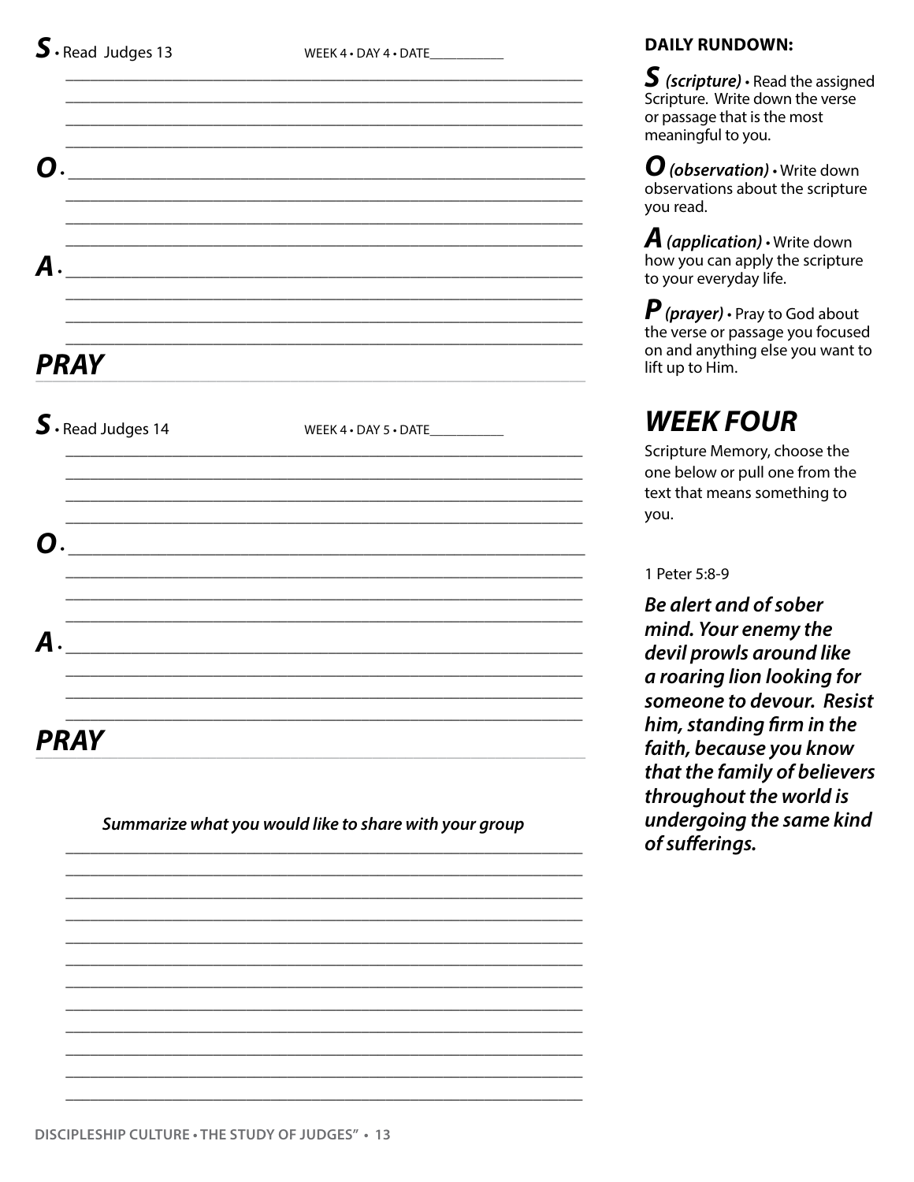**S** • Read Judges 13 WEEK 4 • DAY 4 • DATE___________

**O** •

**A** •

## PRAY

**S** • Read Judges 14 WEEK 4 • DAY 5 • DATE___________

**O** •

**A** •

## PRAY

***Summarize what you would like to share with your group***

**DAILY RUNDOWN:**

***S*** ***(scripture)*** • Read the assigned Scripture. Write down the verse or passage that is the most meaningful to you.

***O*** ***(observation)*** • Write down observations about the scripture you read.

***A*** ***(application)*** • Write down how you can apply the scripture to your everyday life.

***P*** ***(prayer)*** • Pray to God about the verse or passage you focused on and anything else you want to lift up to Him.

## *WEEK FOUR*

Scripture Memory, choose the one below or pull one from the text that means something to you.

1 Peter 5:8-9

***Be alert and of sober mind. Your enemy the devil prowls around like a roaring lion looking for someone to devour. Resist him, standing firm in the faith, because you know that the family of believers throughout the world is undergoing the same kind of sufferings.***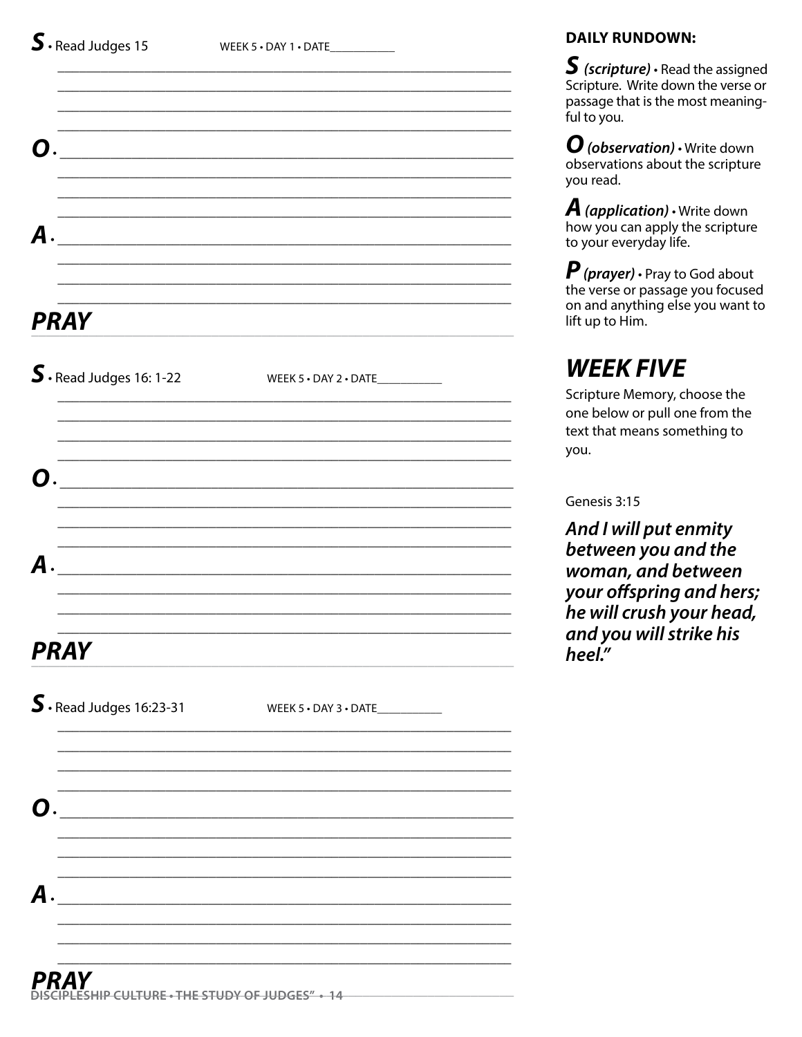**S** • Read Judges 15 WEEK 5 • DAY 1 • DATE__________

**O** •

**A** •

## PRAY

**S** • Read Judges 16: 1-22 WEEK 5 • DAY 2 • DATE__________

**O** •

**A** •

## PRAY

**S** • Read Judges 16:23-31 WEEK 5 • DAY 3 • DATE__________

**O** •

**A** •

## PRAY

**DAILY RUNDOWN:**

**S** ***(scripture)*** **•** Read the assigned Scripture. Write down the verse or passage that is the most meaningful to you.

**O** ***(observation)*** **•** Write down observations about the scripture you read.

**A** ***(application)*** **•** Write down how you can apply the scripture to your everyday life.

**P** ***(prayer)*** **•** Pray to God about the verse or passage you focused on and anything else you want to lift up to Him.

## *WEEK FIVE*

Scripture Memory, choose the one below or pull one from the text that means something to you.

Genesis 3:15

***And I will put enmity between you and the woman, and between your offspring and hers; he will crush your head, and you will strike his heel."***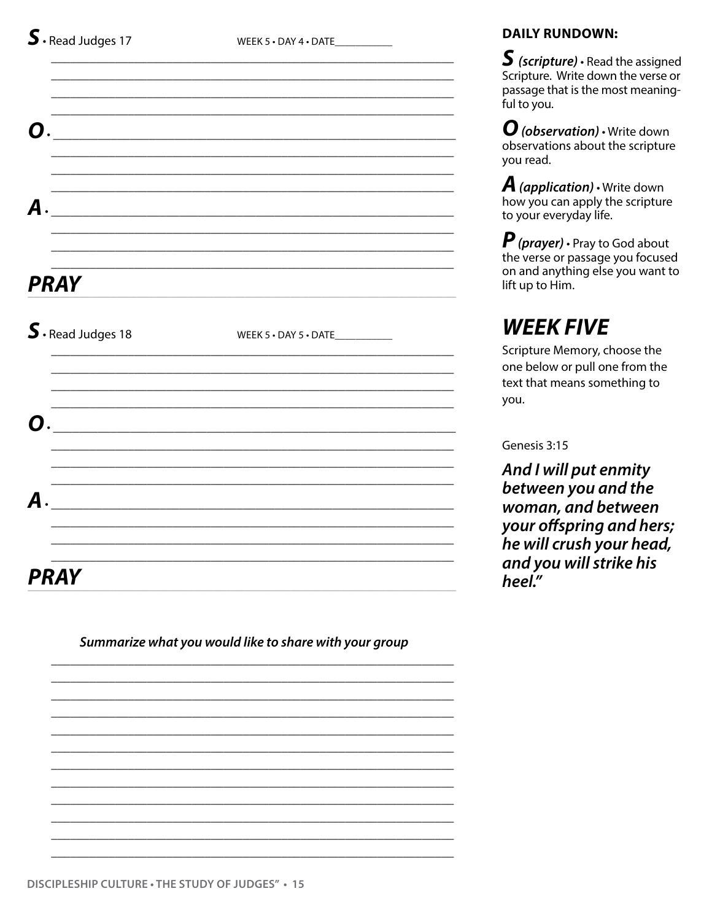**S** • Read Judges 17 WEEK 5 • DAY 4 • DATE__________

**O** •

**A** •

## PRAY

**S** • Read Judges 18 WEEK 5 • DAY 5 • DATE__________

**O** •

**A** •

## PRAY

***Summarize what you would like to share with your group***

**DAILY RUNDOWN:**

**S** ***(scripture)*** • Read the assigned Scripture. Write down the verse or passage that is the most meaningful to you.

**O** ***(observation)*** • Write down observations about the scripture you read.

**A** ***(application)*** • Write down how you can apply the scripture to your everyday life.

**P** ***(prayer)*** • Pray to God about the verse or passage you focused on and anything else you want to lift up to Him.

## *WEEK FIVE*

Scripture Memory, choose the one below or pull one from the text that means something to you.

Genesis 3:15

***And I will put enmity between you and the woman, and between your offspring and hers; he will crush your head, and you will strike his heel."***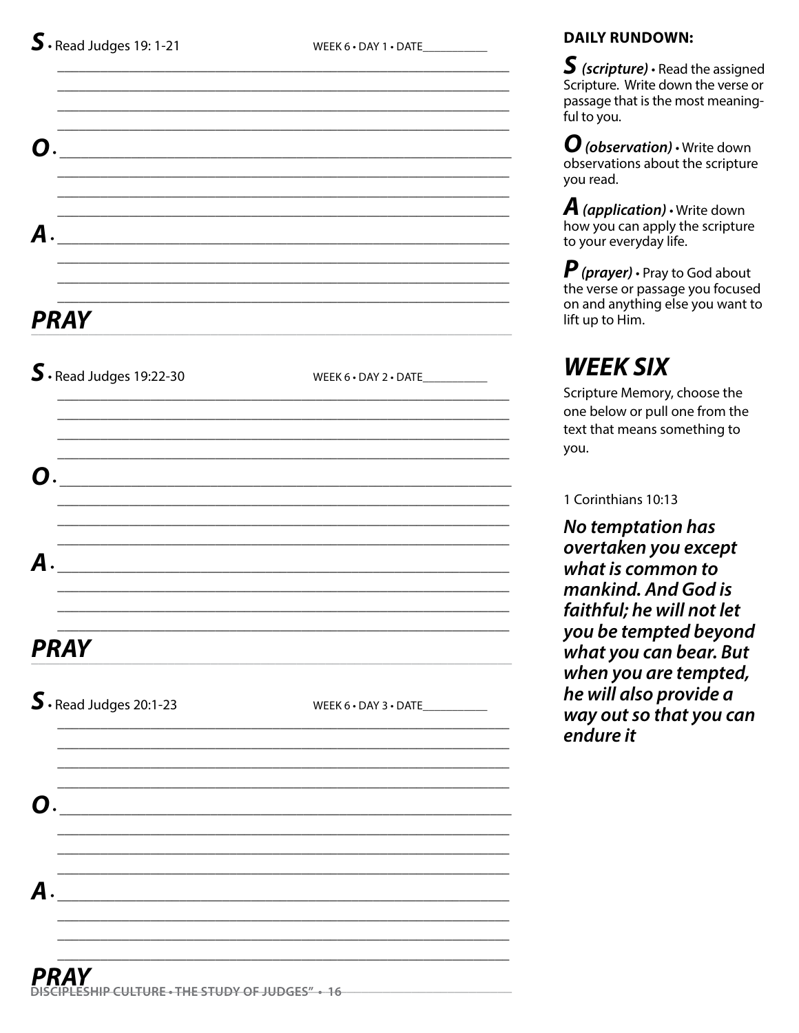**S** • Read Judges 19: 1-21 WEEK 6 • DAY 1 • DATE__________

**O** •

**A** •

## PRAY

**S** • Read Judges 19:22-30 WEEK 6 • DAY 2 • DATE__________

**O** •

**A** •

## PRAY

**S** • Read Judges 20:1-23 WEEK 6 • DAY 3 • DATE__________

**O** •

**A** •

## PRAY

**DAILY RUNDOWN:**

***S*** ***(scripture)*** • Read the assigned Scripture. Write down the verse or passage that is the most meaningful to you.

***O*** ***(observation)*** • Write down observations about the scripture you read.

***A*** ***(application)*** • Write down how you can apply the scripture to your everyday life.

***P*** ***(prayer)*** • Pray to God about the verse or passage you focused on and anything else you want to lift up to Him.

## *WEEK SIX*

Scripture Memory, choose the one below or pull one from the text that means something to you.

1 Corinthians 10:13

***No temptation has overtaken you except what is common to mankind. And God is faithful; he will not let you be tempted beyond what you can bear. But when you are tempted, he will also provide a way out so that you can endure it***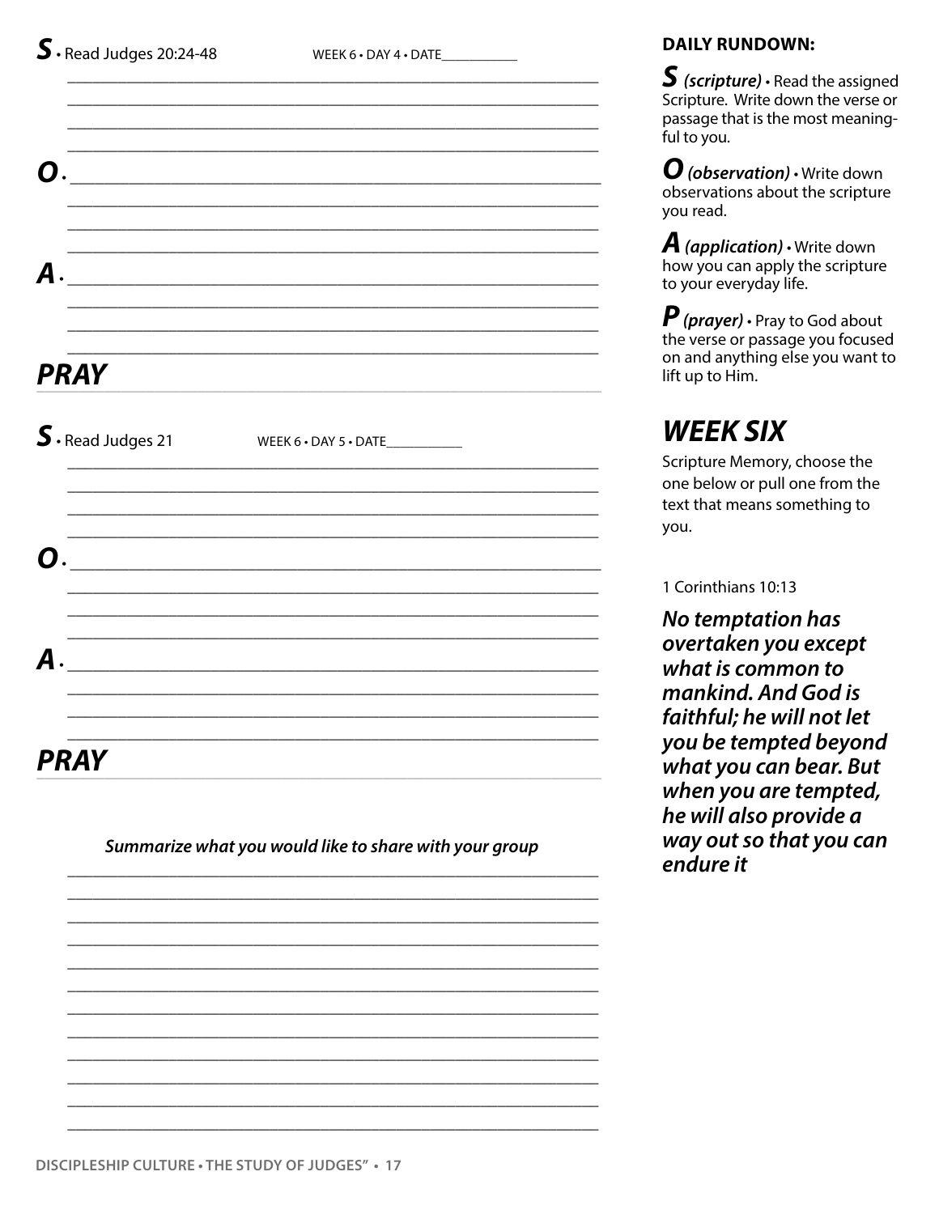**S** • Read Judges 20:24-48 WEEK 6 • DAY 4 • DATE__________

**O** •

**A** •

## PRAY

**S** • Read Judges 21 WEEK 6 • DAY 5 • DATE__________

**O** •

**A** •

## PRAY

***Summarize what you would like to share with your group***

**DAILY RUNDOWN:**

**S** ***(scripture)*** • Read the assigned Scripture. Write down the verse or passage that is the most meaningful to you.

**O** ***(observation)*** • Write down observations about the scripture you read.

**A** ***(application)*** • Write down how you can apply the scripture to your everyday life.

**P** ***(prayer)*** • Pray to God about the verse or passage you focused on and anything else you want to lift up to Him.

## WEEK SIX

Scripture Memory, choose the one below or pull one from the text that means something to you.

1 Corinthians 10:13

***No temptation has overtaken you except what is common to mankind. And God is faithful; he will not let you be tempted beyond what you can bear. But when you are tempted, he will also provide a way out so that you can endure it***